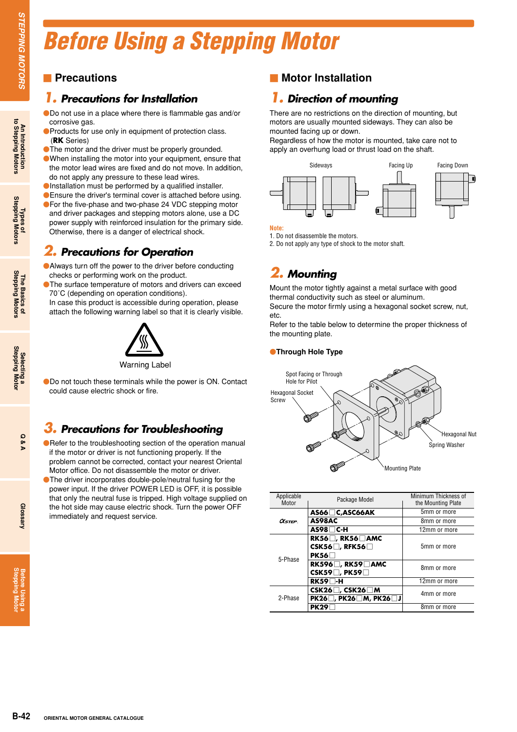# Before Using a Stepping Motor

## Precautions

### 1. Precautions for Installation

- Do not use in a place where there is flammable gas and/or corrosive gas.
- Products for use only in equipment of protection class. (**RK** Series)
- The motor and the driver must be properly grounded.
- When installing the motor into your equipment, ensure that the motor lead wires are fixed and do not move. In addition, do not apply any pressure to these lead wires.
- Installation must be performed by a qualified installer.
- Ensure the driver's terminal cover is attached before using.
- For the five-phase and two-phase 24 VDC stepping motor and driver packages and stepping motors alone, use a DC power supply with reinforced insulation for the primary side. Otherwise, there is a danger of electrical shock.

### 2. Precautions for Operation

- Always turn off the power to the driver before conducting checks or performing work on the product.
- The surface temperature of motors and drivers can exceed 70˚C (depending on operation conditions). In case this product is accessible during operation, please attach the following warning label so that it is clearly visible.

Warning Label

- Do not touch these terminals while the power is ON. Contact could cause electric shock or fire.

### 3. Precautions for Troubleshooting

- Refer to the troubleshooting section of the operation manual if the motor or driver is not functioning properly. If the problem cannot be corrected, contact your nearest Oriental Motor office. Do not disassemble the motor or driver.
- The driver incorporates double-pole/neutral fusing for the power input. If the driver POWER LED is OFF, it is possible that only the neutral fuse is tripped. High voltage supplied on the hot side may cause electric shock. Turn the power OFF immediately and request service.

## Motor Installation

### 1. Direction of mounting

There are no restrictions on the direction of mounting, but motors are usually mounted sideways. They can also be mounted facing up or down.
Regardless of how the motor is mounted, take care not to apply an overhung load or thrust load on the shaft.

Sideways　Facing Up　Facing Down

**Note:**
1. Do not disassemble the motors.
2. Do not apply any type of shock to the motor shaft.

### 2. Mounting

Mount the motor tightly against a metal surface with good thermal conductivity such as steel or aluminum.
Secure the motor firmly using a hexagonal socket screw, nut, etc.
Refer to the table below to determine the proper thickness of the mounting plate.

**Through Hole Type**

Spot Facing or Through Hole for Pilot
Hexagonal Socket Screw
Hexagonal Nut
Spring Washer
Mounting Plate

| Applicable Motor | Package Model | Minimum Thickness of the Mounting Plate |
|---|---|---|
| αSTEP | **AS66□C,ASC66AK** | 5mm or more |
| | **AS98AC** | 8mm or more |
| | **AS98□C-H** | 12mm or more |
| 5-Phase | **RK56□, RK56□AMC CSK56□, RFK56□ PK56□** | 5mm or more |
| | **RK596□, RK59□AMC CSK59□, PK59□** | 8mm or more |
| | **RK59□-H** | 12mm or more |
| 2-Phase | **CSK26□, CSK26□M PK26□, PK26□M, PK26□J** | 4mm or more |
| | **PK29□** | 8mm or more |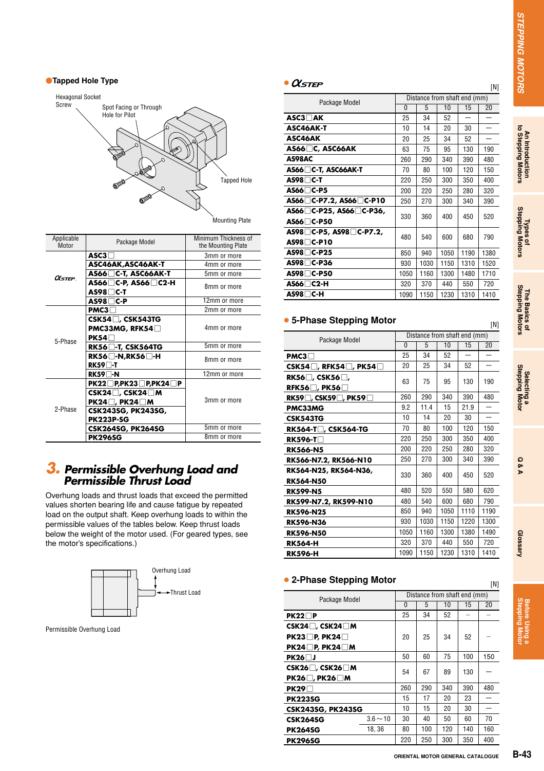## Tapped Hole Type

Hexagonal Socket Screw

Spot Facing or Through Hole for Pilot

Tapped Hole

Mounting Plate

| Applicable Motor | Package Model | Minimum Thickness of the Mounting Plate |
|---|---|---|
| αSTEP | ASC3□ | 3mm or more |
| | ASC46AK,ASC46AK-T | 4mm or more |
| | AS66□C-T, ASC66AK-T | 5mm or more |
| | AS66□C-P, AS66□C2-H AS98□C-T | 8mm or more |
| | AS98□C-P | 12mm or more |
| 5-Phase | PMC3□ | 2mm or more |
| | CSK54□, CSK543TG PMC33MG, RFK54□ PK54□ | 4mm or more |
| | RK56□-T, CSK564TG | 5mm or more |
| | RK56□-N,RK56□-H RK59□-T | 8mm or more |
| | RK59□-N | 12mm or more |
| 2-Phase | PK22□P,PK23□P,PK24□P CSK24□, CSK24□M PK24□, PK24□M CSK243SG, PK243SG, PK223P-SG | 3mm or more |
| | CSK264SG, PK264SG | 5mm or more |
| | PK296SG | 8mm or more |

## 3. Permissible Overhung Load and Permissible Thrust Load

Overhung loads and thrust loads that exceed the permitted values shorten bearing life and cause fatigue by repeated load on the output shaft. Keep overhung loads to within the permissible values of the tables below. Keep thrust loads below the weight of the motor used. (For geared types, see the motor's specifications.)

Overhung Load

Thrust Load

Permissible Overhung Load

### αSTEP

[N]

| Package Model | Distance from shaft end (mm) | | | | |
|---|---|---|---|---|---|
| | 0 | 5 | 10 | 15 | 20 |
| ASC3□AK | 25 | 34 | 52 | — | — |
| ASC46AK-T | 10 | 14 | 20 | 30 | — |
| ASC46AK | 20 | 25 | 34 | 52 | — |
| AS66□C, ASC66AK | 63 | 75 | 95 | 130 | 190 |
| AS98AC | 260 | 290 | 340 | 390 | 480 |
| AS66□C-T, ASC66AK-T | 70 | 80 | 100 | 120 | 150 |
| AS98□C-T | 220 | 250 | 300 | 350 | 400 |
| AS66□C-P5 | 200 | 220 | 250 | 280 | 320 |
| AS66□C-P7.2, AS66□C-P10 | 250 | 270 | 300 | 340 | 390 |
| AS66□C-P25, AS66□C-P36, AS66□C-P50 | 330 | 360 | 400 | 450 | 520 |
| AS98□C-P5, AS98□C-P7.2, AS98□C-P10 | 480 | 540 | 600 | 680 | 790 |
| AS98□C-P25 | 850 | 940 | 1050 | 1190 | 1380 |
| AS98□C-P36 | 930 | 1030 | 1150 | 1310 | 1520 |
| AS98□C-P50 | 1050 | 1160 | 1300 | 1480 | 1710 |
| AS66□C2-H | 320 | 370 | 440 | 550 | 720 |
| AS98□C-H | 1090 | 1150 | 1230 | 1310 | 1410 |

### 5-Phase Stepping Motor

[N]

| Package Model | Distance from shaft end (mm) | | | | |
|---|---|---|---|---|---|
| | 0 | 5 | 10 | 15 | 20 |
| PMC3□ | 25 | 34 | 52 | — | — |
| CSK54□, RFK54□, PK54□ | 20 | 25 | 34 | 52 | — |
| RK56□, CSK56□, RFK56□, PK56□ | 63 | 75 | 95 | 130 | 190 |
| RK59□, CSK59□, PK59□ | 260 | 290 | 340 | 390 | 480 |
| PMC33MG | 9.2 | 11.4 | 15 | 21.9 | — |
| CSK543TG | 10 | 14 | 20 | 30 | — |
| RK564-T□, CSK564-TG | 70 | 80 | 100 | 120 | 150 |
| RK596-T□ | 220 | 250 | 300 | 350 | 400 |
| RK566-N5 | 200 | 220 | 250 | 280 | 320 |
| RK566-N7.2, RK566-N10 | 250 | 270 | 300 | 340 | 390 |
| RK564-N25, RK564-N36, RK564-N50 | 330 | 360 | 400 | 450 | 520 |
| RK599-N5 | 480 | 520 | 550 | 580 | 620 |
| RK599-N7.2, RK599-N10 | 480 | 540 | 600 | 680 | 790 |
| RK596-N25 | 850 | 940 | 1050 | 1110 | 1190 |
| RK596-N36 | 930 | 1030 | 1150 | 1220 | 1300 |
| RK596-N50 | 1050 | 1160 | 1300 | 1380 | 1490 |
| RK564-H | 320 | 370 | 440 | 550 | 720 |
| RK596-H | 1090 | 1150 | 1230 | 1310 | 1410 |

### 2-Phase Stepping Motor

[N]

| Package Model | | Distance from shaft end (mm) | | | | |
|---|---|---|---|---|---|---|
| | | 0 | 5 | 10 | 15 | 20 |
| PK22□P | | 25 | 34 | 52 | – | – |
| CSK24□, CSK24□M PK23□P, PK24□ PK24□P, PK24□M | | 20 | 25 | 34 | 52 | – |
| PK26□J | | 50 | 60 | 75 | 100 | 150 |
| CSK26□, CSK26□M PK26□, PK26□M | | 54 | 67 | 89 | 130 | — |
| PK29□ | | 260 | 290 | 340 | 390 | 480 |
| PK223SG | | 15 | 17 | 20 | 23 | — |
| CSK243SG, PK243SG | | 10 | 15 | 20 | 30 | — |
| CSK264SG | 3.6～10 | 30 | 40 | 50 | 60 | 70 |
| PK264SG | 18, 36 | 80 | 100 | 120 | 140 | 160 |
| PK296SG | | 220 | 250 | 300 | 350 | 400 |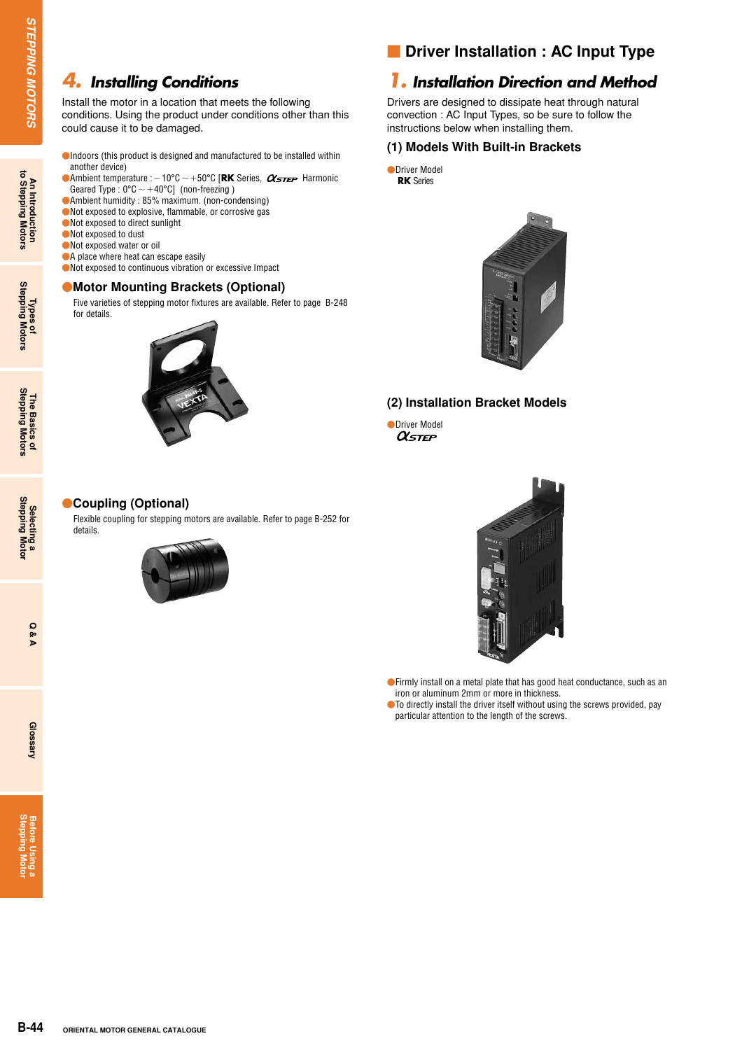## 4. Installing Conditions

Install the motor in a location that meets the following conditions. Using the product under conditions other than this could cause it to be damaged.

- Indoors (this product is designed and manufactured to be installed within another device)
- Ambient temperature : −10°C ~ +50°C [**RK** Series, αSTEP Harmonic Geared Type : 0°C ~ +40°C] (non-freezing )
- Ambient humidity : 85% maximum. (non-condensing)
- Not exposed to explosive, flammable, or corrosive gas
- Not exposed to direct sunlight
- Not exposed to dust
- Not exposed water or oil
- A place where heat can escape easily
- Not exposed to continuous vibration or excessive Impact

### Motor Mounting Brackets (Optional)

Five varieties of stepping motor fixtures are available. Refer to page B-248 for details.

### Coupling (Optional)

Flexible coupling for stepping motors are available. Refer to page B-252 for details.

## Driver Installation : AC Input Type

## 1. Installation Direction and Method

Drivers are designed to dissipate heat through natural convection : AC Input Types, so be sure to follow the instructions below when installing them.

### (1) Models With Built-in Brackets

- Driver Model
  **RK** Series

### (2) Installation Bracket Models

- Driver Model
  αSTEP

- Firmly install on a metal plate that has good heat conductance, such as an iron or aluminum 2mm or more in thickness.
- To directly install the driver itself without using the screws provided, pay particular attention to the length of the screws.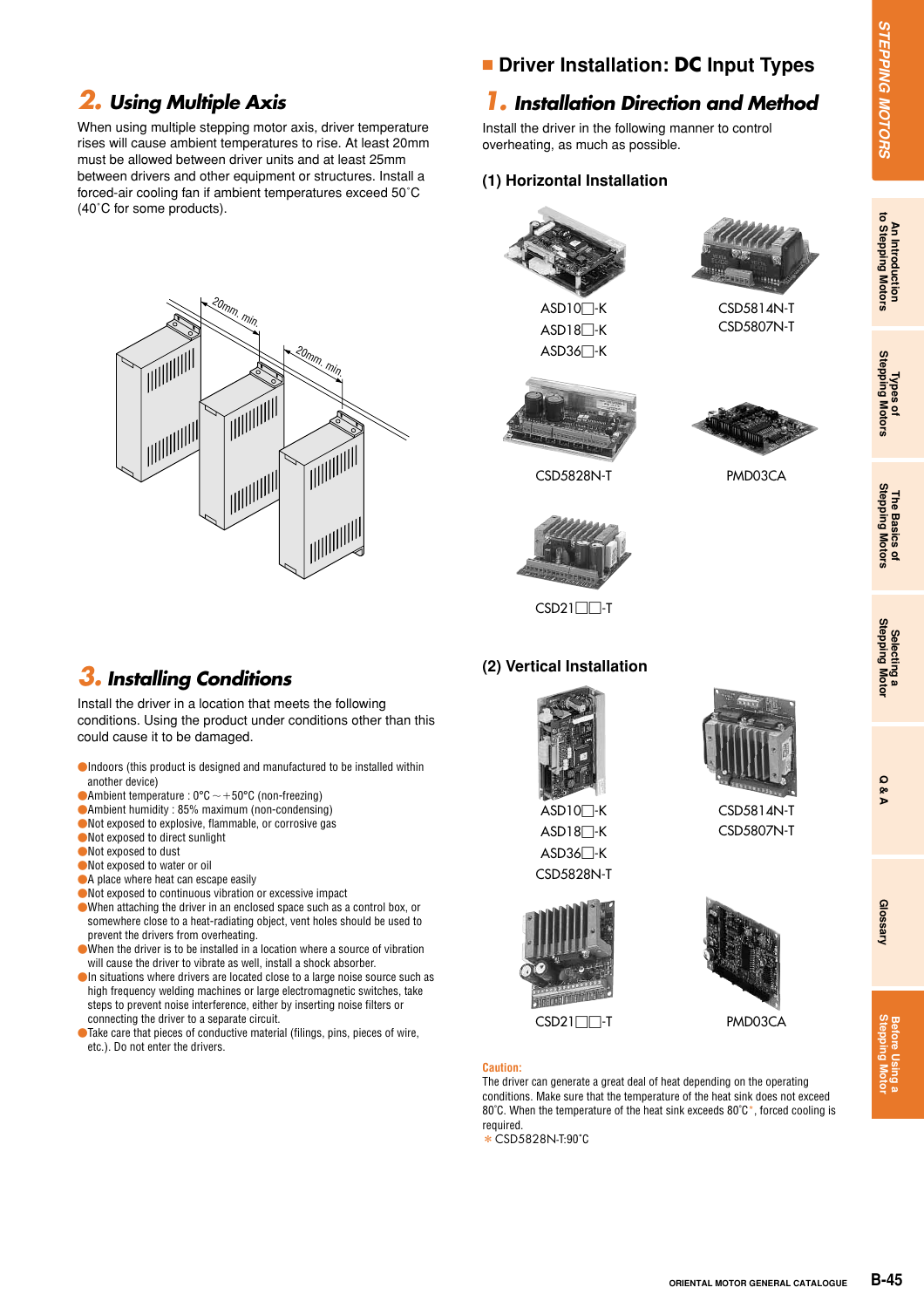## 2. Using Multiple Axis

When using multiple stepping motor axis, driver temperature rises will cause ambient temperatures to rise. At least 20mm must be allowed between driver units and at least 25mm between drivers and other equipment or structures. Install a forced-air cooling fan if ambient temperatures exceed 50˚C (40˚C for some products).

20mm. min. 20mm. min.

## 3. Installing Conditions

Install the driver in a location that meets the following conditions. Using the product under conditions other than this could cause it to be damaged.

- Indoors (this product is designed and manufactured to be installed within another device)
- Ambient temperature : 0°C ~ +50°C (non-freezing)
- Ambient humidity : 85% maximum (non-condensing)
- Not exposed to explosive, flammable, or corrosive gas
- Not exposed to direct sunlight
- Not exposed to dust
- Not exposed to water or oil
- A place where heat can escape easily
- Not exposed to continuous vibration or excessive impact
- When attaching the driver in an enclosed space such as a control box, or somewhere close to a heat-radiating object, vent holes should be used to prevent the drivers from overheating.
- When the driver is to be installed in a location where a source of vibration will cause the driver to vibrate as well, install a shock absorber.
- In situations where drivers are located close to a large noise source such as a high frequency welding machines or large electromagnetic switches, take steps to prevent noise interference, either by inserting noise filters or connecting the driver to a separate circuit.
- Take care that pieces of conductive material (filings, pins, pieces of wire, etc.). Do not enter the drivers.

## Driver Installation: DC Input Types

## 1. Installation Direction and Method

Install the driver in the following manner to control overheating, as much as possible.

### (1) Horizontal Installation

ASD10□-K
ASD18□-K
ASD36□-K

CSD5814N-T
CSD5807N-T

CSD5828N-T

PMD03CA

CSD21□□-T

### (2) Vertical Installation

ASD10□-K
ASD18□-K
ASD36□-K
CSD5828N-T

CSD5814N-T
CSD5807N-T

CSD21□□-T

PMD03CA

**Caution:**
The driver can generate a great deal of heat depending on the operating conditions. Make sure that the temperature of the heat sink does not exceed 80˚C. When the temperature of the heat sink exceeds 80˚C*, forced cooling is required.
* CSD5828N-T:90˚C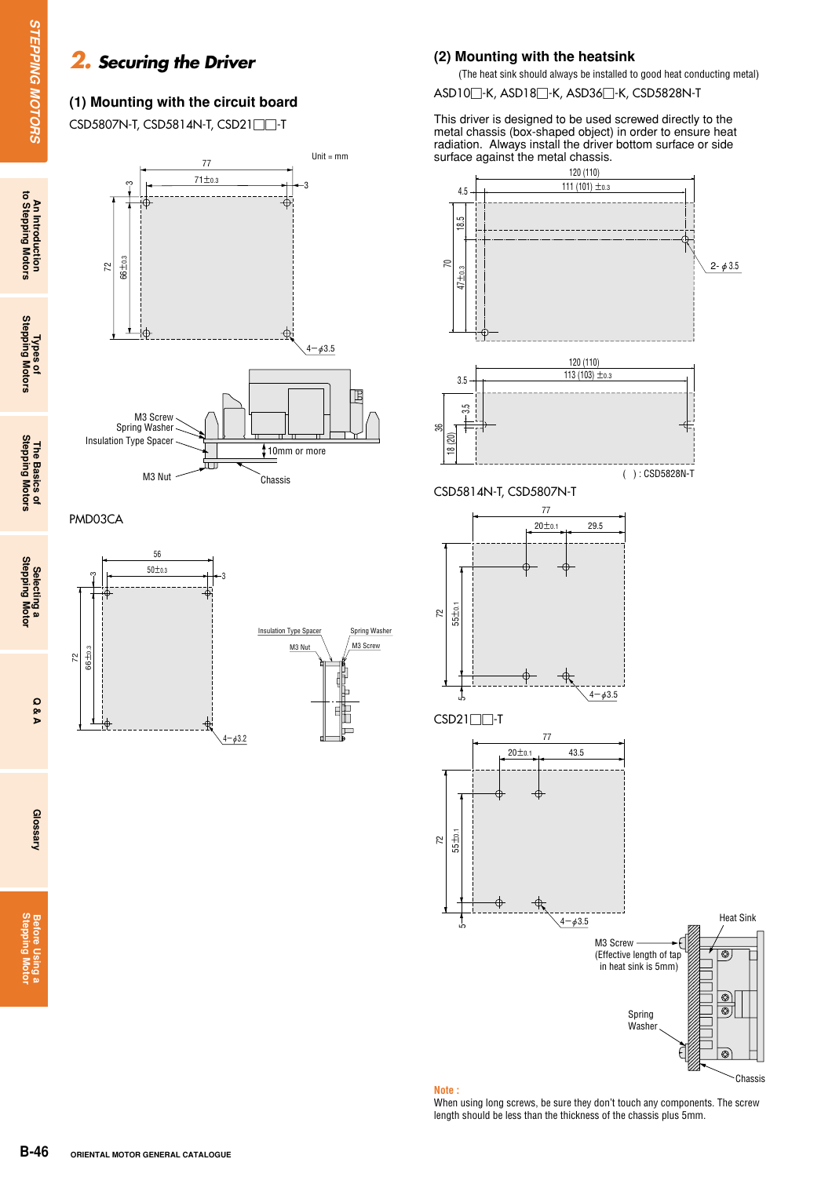## 2. Securing the Driver

### (1) Mounting with the circuit board

CSD5807N-T, CSD5814N-T, CSD21□□-T

Unit = mm

77

$71\pm0.3$

3

3

72

$66\pm0.3$

4−φ3.5

M3 Screw

Spring Washer

Insulation Type Spacer

10mm or more

M3 Nut

Chassis

PMD03CA

56

$50\pm0.3$

3

3

72

$66\pm0.3$

4−φ3.2

Insulation Type Spacer

Spring Washer

M3 Nut

M3 Screw

### (2) Mounting with the heatsink

(The heat sink should always be installed to good heat conducting metal)

ASD10□-K, ASD18□-K, ASD36□-K, CSD5828N-T

This driver is designed to be used screwed directly to the metal chassis (box-shaped object) in order to ensure heat radiation. Always install the driver bottom surface or side surface against the metal chassis.

120 (110)

111 (101) $\pm0.3$

4.5

18.5

70

$47\pm0.3$

2- φ3.5

120 (110)

113 (103) $\pm0.3$

3.5

3.5

36

18 (20)

( ) : CSD5828N-T

CSD5814N-T, CSD5807N-T

77

$20\pm0.1$

29.5

72

$55\pm0.1$

5

4−φ3.5

CSD21□□-T

77

$20\pm0.1$

43.5

72

$55\pm0.1$

5

4−φ3.5

Heat Sink

M3 Screw (Effective length of tap in heat sink is 5mm)

Spring Washer

Chassis

**Note :**
When using long screws, be sure they don't touch any components. The screw length should be less than the thickness of the chassis plus 5mm.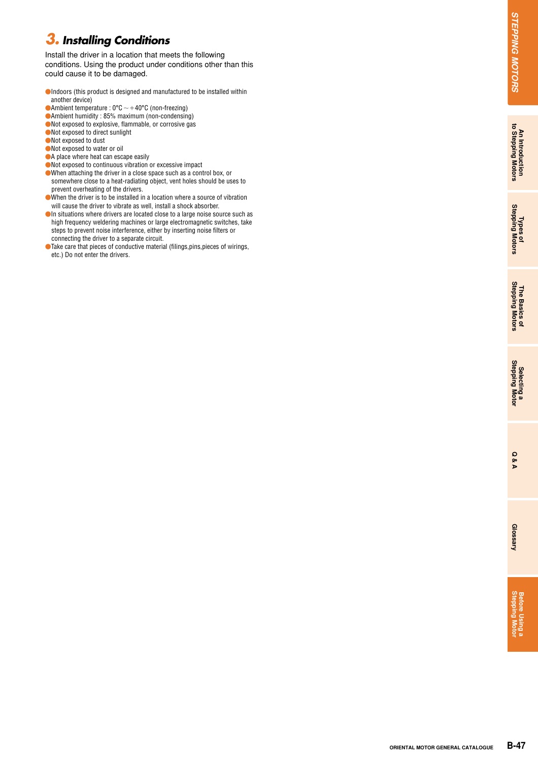## 3. Installing Conditions

Install the driver in a location that meets the following conditions. Using the product under conditions other than this could cause it to be damaged.

- Indoors (this product is designed and manufactured to be installed within another device)
- Ambient temperature : 0°C～+40°C (non-freezing)
- Ambient humidity : 85% maximum (non-condensing)
- Not exposed to explosive, flammable, or corrosive gas
- Not exposed to direct sunlight
- Not exposed to dust
- Not exposed to water or oil
- A place where heat can escape easily
- Not exposed to continuous vibration or excessive impact
- When attaching the driver in a close space such as a control box, or somewhere close to a heat-radiating object, vent holes should be uses to prevent overheating of the drivers.
- When the driver is to be installed in a location where a source of vibration will cause the driver to vibrate as well, install a shock absorber.
- In situations where drivers are located close to a large noise source such as high frequency weldering machines or large electromagnetic switches, take steps to prevent noise interference, either by inserting noise filters or connecting the driver to a separate circuit.
- Take care that pieces of conductive material (filings,pins,pieces of wirings, etc.) Do not enter the drivers.